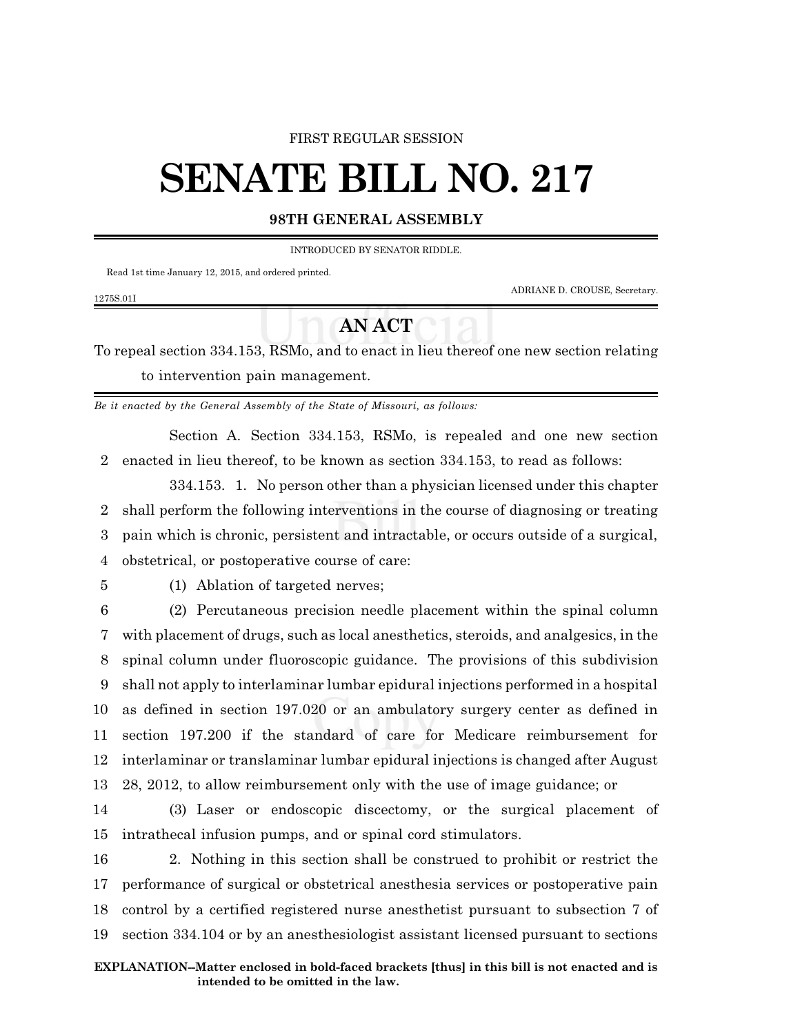FIRST REGULAR SESSION

# SENATE BILL NO. 217

**98TH GENERAL ASSEMBLY**

INTRODUCED BY SENATOR RIDDLE.

Read 1st time January 12, 2015, and ordered printed.

ADRIANE D. CROUSE, Secretary.

1275S.01I

## AN ACT

To repeal section 334.153, RSMo, and to enact in lieu thereof one new section relating to intervention pain management.

*Be it enacted by the General Assembly of the State of Missouri, as follows:*

Section A. Section 334.153, RSMo, is repealed and one new section enacted in lieu thereof, to be known as section 334.153, to read as follows:

334.153. 1. No person other than a physician licensed under this chapter shall perform the following interventions in the course of diagnosing or treating pain which is chronic, persistent and intractable, or occurs outside of a surgical, obstetrical, or postoperative course of care:

(1) Ablation of targeted nerves;

(2) Percutaneous precision needle placement within the spinal column with placement of drugs, such as local anesthetics, steroids, and analgesics, in the spinal column under fluoroscopic guidance. The provisions of this subdivision shall not apply to interlaminar lumbar epidural injections performed in a hospital as defined in section 197.020 or an ambulatory surgery center as defined in section 197.200 if the standard of care for Medicare reimbursement for interlaminar or translaminar lumbar epidural injections is changed after August 28, 2012, to allow reimbursement only with the use of image guidance; or

(3) Laser or endoscopic discectomy, or the surgical placement of intrathecal infusion pumps, and or spinal cord stimulators.

2. Nothing in this section shall be construed to prohibit or restrict the performance of surgical or obstetrical anesthesia services or postoperative pain control by a certified registered nurse anesthetist pursuant to subsection 7 of section 334.104 or by an anesthesiologist assistant licensed pursuant to sections

**EXPLANATION–Matter enclosed in bold-faced brackets [thus] in this bill is not enacted and is intended to be omitted in the law.**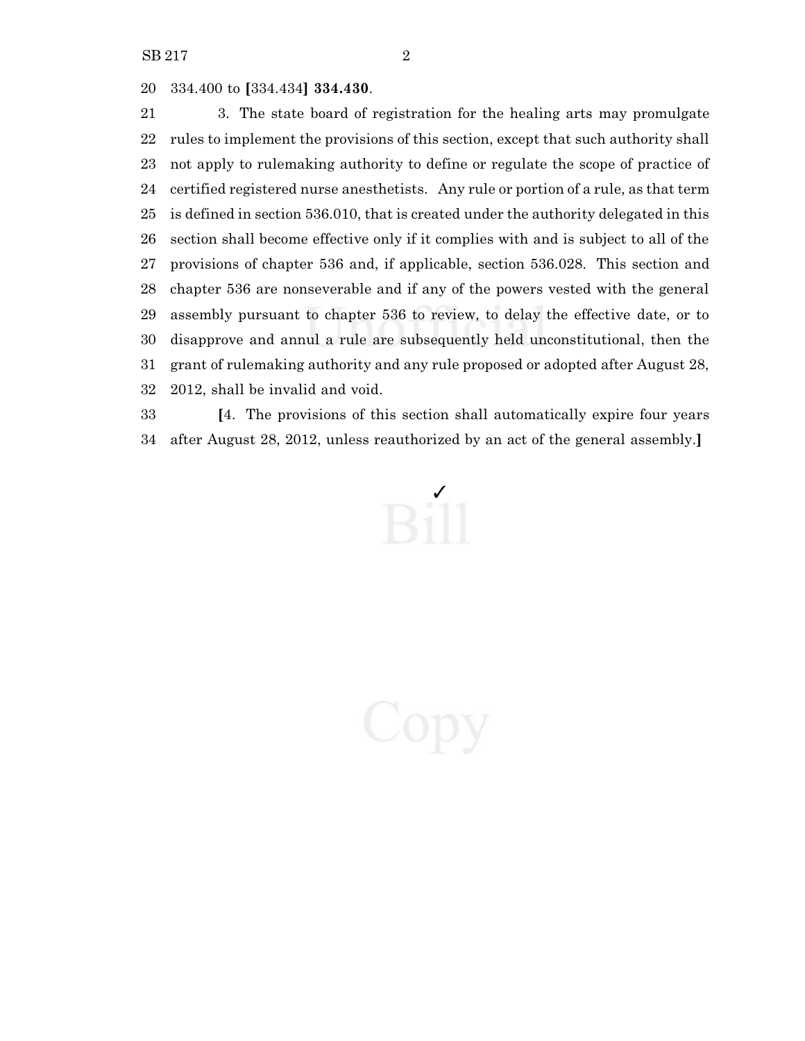20 334.400 to **[**334.434**] 334.430**.

21 3. The state board of registration for the healing arts may promulgate
22 rules to implement the provisions of this section, except that such authority shall
23 not apply to rulemaking authority to define or regulate the scope of practice of
24 certified registered nurse anesthetists. Any rule or portion of a rule, as that term
25 is defined in section 536.010, that is created under the authority delegated in this
26 section shall become effective only if it complies with and is subject to all of the
27 provisions of chapter 536 and, if applicable, section 536.028. This section and
28 chapter 536 are nonseverable and if any of the powers vested with the general
29 assembly pursuant to chapter 536 to review, to delay the effective date, or to
30 disapprove and annul a rule are subsequently held unconstitutional, then the
31 grant of rulemaking authority and any rule proposed or adopted after August 28,
32 2012, shall be invalid and void.

33 **[**4. The provisions of this section shall automatically expire four years
34 after August 28, 2012, unless reauthorized by an act of the general assembly.**]**

✓